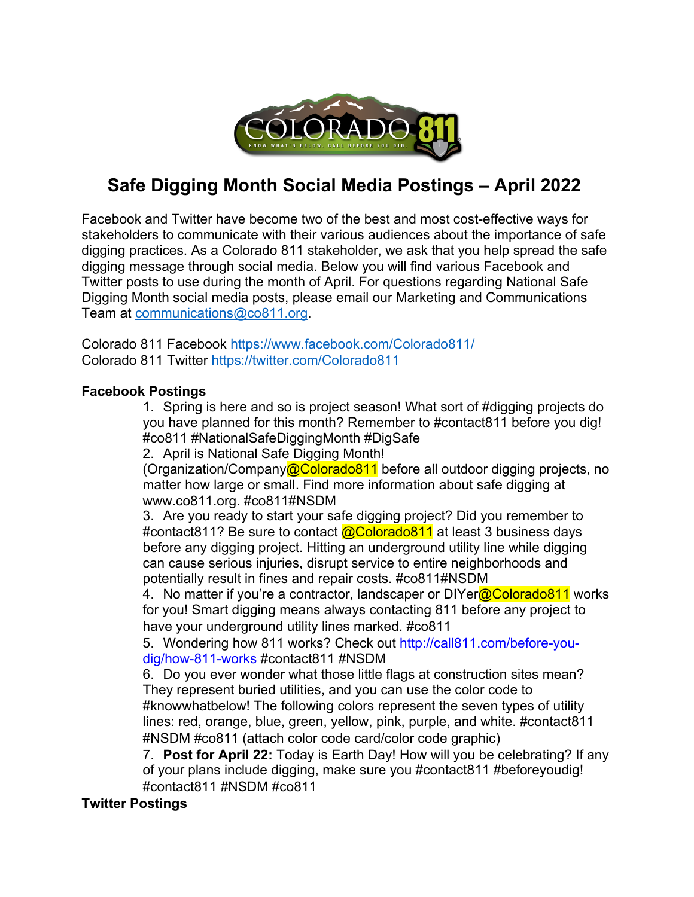# Safe Digging Month Social Media Postings – April 2022

Facebook and Twitter have become two of the best and most cost-effective ways for stakeholders to communicate with their various audiences about the importance of safe digging practices. As a Colorado 811 stakeholder, we ask that you help spread the safe digging message through social media. Below you will find various Facebook and Twitter posts to use during the month of April. For questions regarding National Safe Digging Month social media posts, please email our Marketing and Communications Team at communications@co811.org.

Colorado 811 Facebook https://www.facebook.com/Colorado811/
Colorado 811 Twitter https://twitter.com/Colorado811

**Facebook Postings**

1. Spring is here and so is project season! What sort of #digging projects do you have planned for this month? Remember to #contact811 before you dig! #co811 #NationalSafeDiggingMonth #DigSafe
2. April is National Safe Digging Month! (Organization/Company@Colorado811 before all outdoor digging projects, no matter how large or small. Find more information about safe digging at www.co811.org. #co811#NSDM
3. Are you ready to start your safe digging project? Did you remember to #contact811? Be sure to contact @Colorado811 at least 3 business days before any digging project. Hitting an underground utility line while digging can cause serious injuries, disrupt service to entire neighborhoods and potentially result in fines and repair costs. #co811#NSDM
4. No matter if you're a contractor, landscaper or DIYer@Colorado811 works for you! Smart digging means always contacting 811 before any project to have your underground utility lines marked. #co811
5. Wondering how 811 works? Check out http://call811.com/before-you-dig/how-811-works #contact811 #NSDM
6. Do you ever wonder what those little flags at construction sites mean? They represent buried utilities, and you can use the color code to #knowwhatbelow! The following colors represent the seven types of utility lines: red, orange, blue, green, yellow, pink, purple, and white. #contact811 #NSDM #co811 (attach color code card/color code graphic)
7. **Post for April 22:** Today is Earth Day! How will you be celebrating? If any of your plans include digging, make sure you #contact811 #beforeyoudig! #contact811 #NSDM #co811

**Twitter Postings**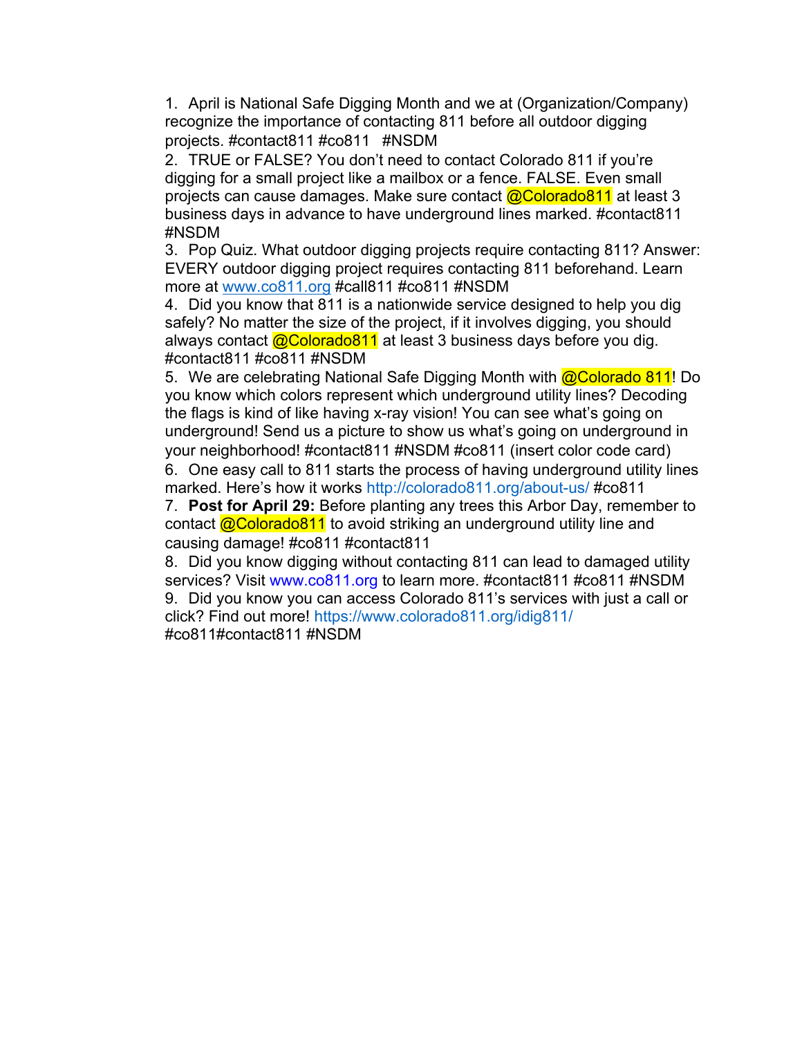1. April is National Safe Digging Month and we at (Organization/Company) recognize the importance of contacting 811 before all outdoor digging projects. #contact811 #co811 #NSDM
2. TRUE or FALSE? You don't need to contact Colorado 811 if you're digging for a small project like a mailbox or a fence. FALSE. Even small projects can cause damages. Make sure contact @Colorado811 at least 3 business days in advance to have underground lines marked. #contact811 #NSDM
3. Pop Quiz. What outdoor digging projects require contacting 811? Answer: EVERY outdoor digging project requires contacting 811 beforehand. Learn more at www.co811.org #call811 #co811 #NSDM
4. Did you know that 811 is a nationwide service designed to help you dig safely? No matter the size of the project, if it involves digging, you should always contact @Colorado811 at least 3 business days before you dig. #contact811 #co811 #NSDM
5. We are celebrating National Safe Digging Month with @Colorado 811! Do you know which colors represent which underground utility lines? Decoding the flags is kind of like having x-ray vision! You can see what's going on underground! Send us a picture to show us what's going on underground in your neighborhood! #contact811 #NSDM #co811 (insert color code card)
6. One easy call to 811 starts the process of having underground utility lines marked. Here's how it works http://colorado811.org/about-us/ #co811
7. **Post for April 29:** Before planting any trees this Arbor Day, remember to contact @Colorado811 to avoid striking an underground utility line and causing damage! #co811 #contact811
8. Did you know digging without contacting 811 can lead to damaged utility services? Visit www.co811.org to learn more. #contact811 #co811 #NSDM
9. Did you know you can access Colorado 811's services with just a call or click? Find out more! https://www.colorado811.org/idig811/ #co811#contact811 #NSDM